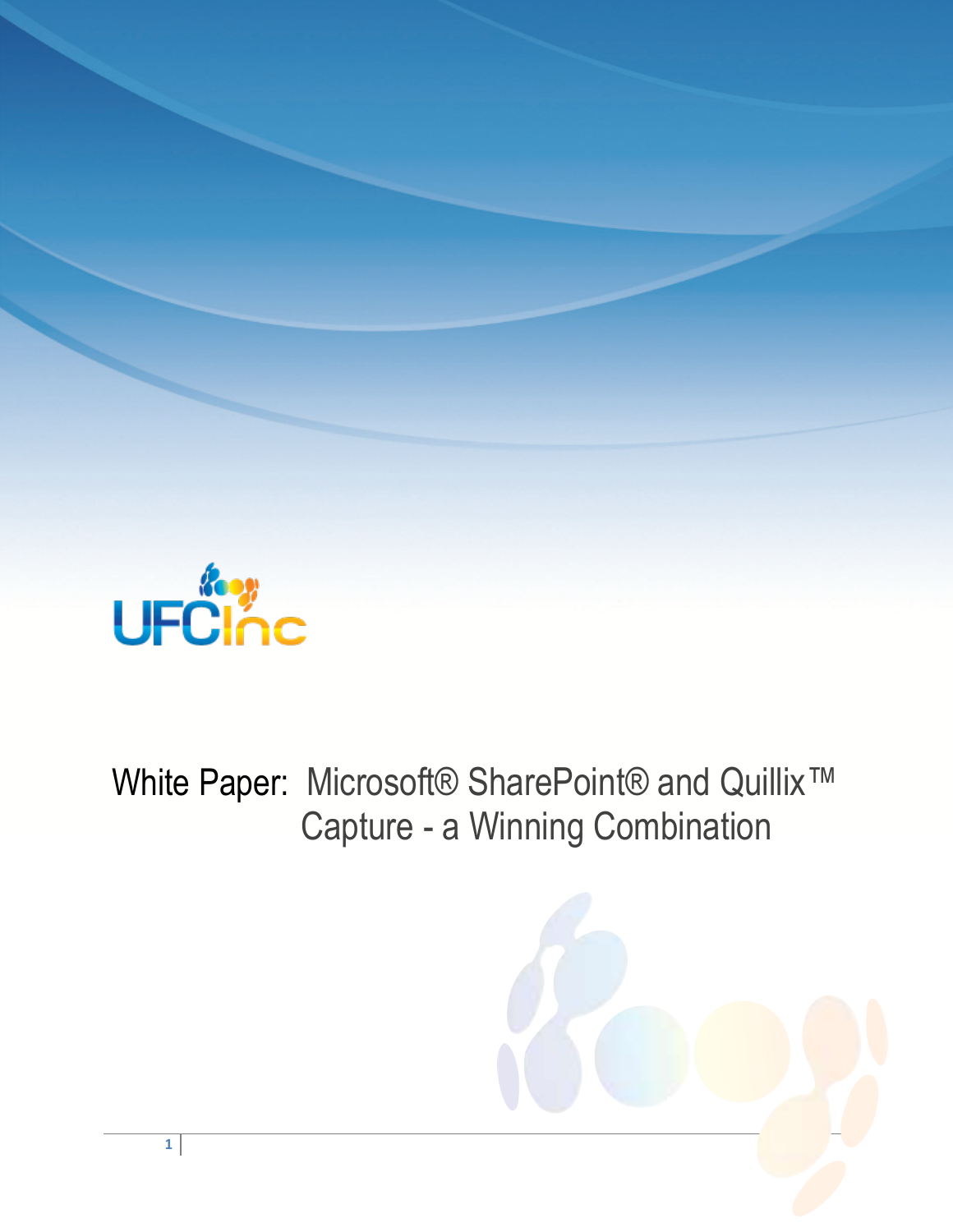UFCInc

# White Paper: Microsoft® SharePoint® and Quillix™ Capture - a Winning Combination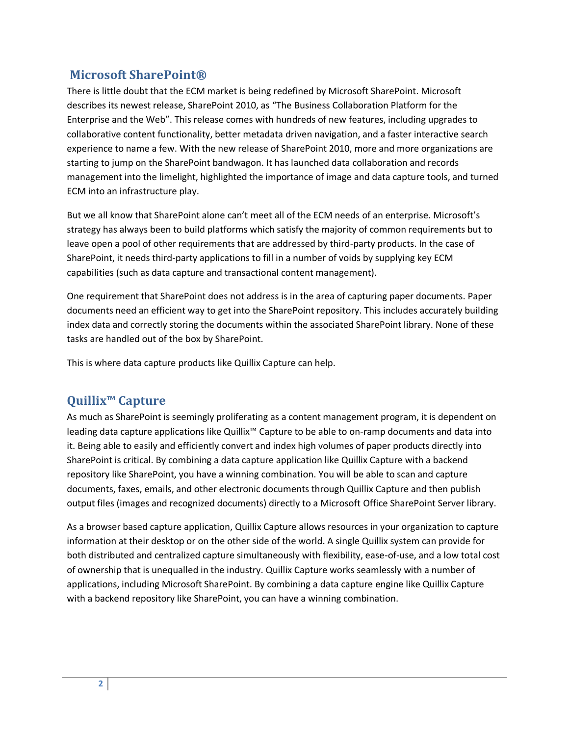## Microsoft SharePoint®

There is little doubt that the ECM market is being redefined by Microsoft SharePoint. Microsoft describes its newest release, SharePoint 2010, as "The Business Collaboration Platform for the Enterprise and the Web". This release comes with hundreds of new features, including upgrades to collaborative content functionality, better metadata driven navigation, and a faster interactive search experience to name a few. With the new release of SharePoint 2010, more and more organizations are starting to jump on the SharePoint bandwagon. It has launched data collaboration and records management into the limelight, highlighted the importance of image and data capture tools, and turned ECM into an infrastructure play.

But we all know that SharePoint alone can't meet all of the ECM needs of an enterprise. Microsoft's strategy has always been to build platforms which satisfy the majority of common requirements but to leave open a pool of other requirements that are addressed by third-party products. In the case of SharePoint, it needs third-party applications to fill in a number of voids by supplying key ECM capabilities (such as data capture and transactional content management).

One requirement that SharePoint does not address is in the area of capturing paper documents. Paper documents need an efficient way to get into the SharePoint repository. This includes accurately building index data and correctly storing the documents within the associated SharePoint library. None of these tasks are handled out of the box by SharePoint.

This is where data capture products like Quillix Capture can help.

## Quillix™ Capture

As much as SharePoint is seemingly proliferating as a content management program, it is dependent on leading data capture applications like Quillix™ Capture to be able to on-ramp documents and data into it. Being able to easily and efficiently convert and index high volumes of paper products directly into SharePoint is critical. By combining a data capture application like Quillix Capture with a backend repository like SharePoint, you have a winning combination. You will be able to scan and capture documents, faxes, emails, and other electronic documents through Quillix Capture and then publish output files (images and recognized documents) directly to a Microsoft Office SharePoint Server library.

As a browser based capture application, Quillix Capture allows resources in your organization to capture information at their desktop or on the other side of the world. A single Quillix system can provide for both distributed and centralized capture simultaneously with flexibility, ease-of-use, and a low total cost of ownership that is unequalled in the industry. Quillix Capture works seamlessly with a number of applications, including Microsoft SharePoint. By combining a data capture engine like Quillix Capture with a backend repository like SharePoint, you can have a winning combination.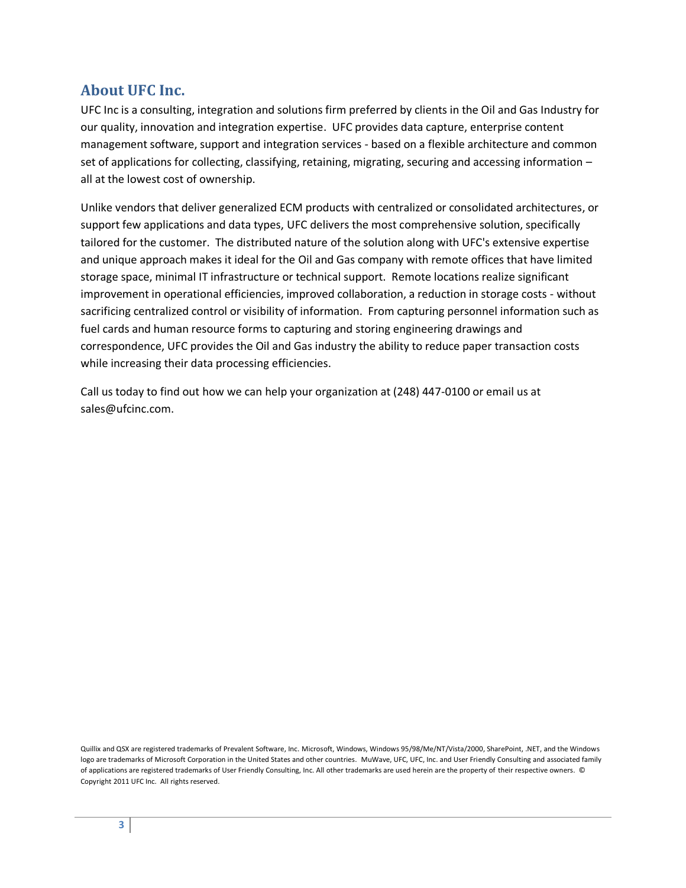## About UFC Inc.

UFC Inc is a consulting, integration and solutions firm preferred by clients in the Oil and Gas Industry for our quality, innovation and integration expertise. UFC provides data capture, enterprise content management software, support and integration services - based on a flexible architecture and common set of applications for collecting, classifying, retaining, migrating, securing and accessing information – all at the lowest cost of ownership.

Unlike vendors that deliver generalized ECM products with centralized or consolidated architectures, or support few applications and data types, UFC delivers the most comprehensive solution, specifically tailored for the customer. The distributed nature of the solution along with UFC's extensive expertise and unique approach makes it ideal for the Oil and Gas company with remote offices that have limited storage space, minimal IT infrastructure or technical support. Remote locations realize significant improvement in operational efficiencies, improved collaboration, a reduction in storage costs - without sacrificing centralized control or visibility of information. From capturing personnel information such as fuel cards and human resource forms to capturing and storing engineering drawings and correspondence, UFC provides the Oil and Gas industry the ability to reduce paper transaction costs while increasing their data processing efficiencies.

Call us today to find out how we can help your organization at (248) 447-0100 or email us at sales@ufcinc.com.

Quillix and QSX are registered trademarks of Prevalent Software, Inc. Microsoft, Windows, Windows 95/98/Me/NT/Vista/2000, SharePoint, .NET, and the Windows logo are trademarks of Microsoft Corporation in the United States and other countries. MuWave, UFC, UFC, Inc. and User Friendly Consulting and associated family of applications are registered trademarks of User Friendly Consulting, Inc. All other trademarks are used herein are the property of their respective owners. © Copyright 2011 UFC Inc. All rights reserved.